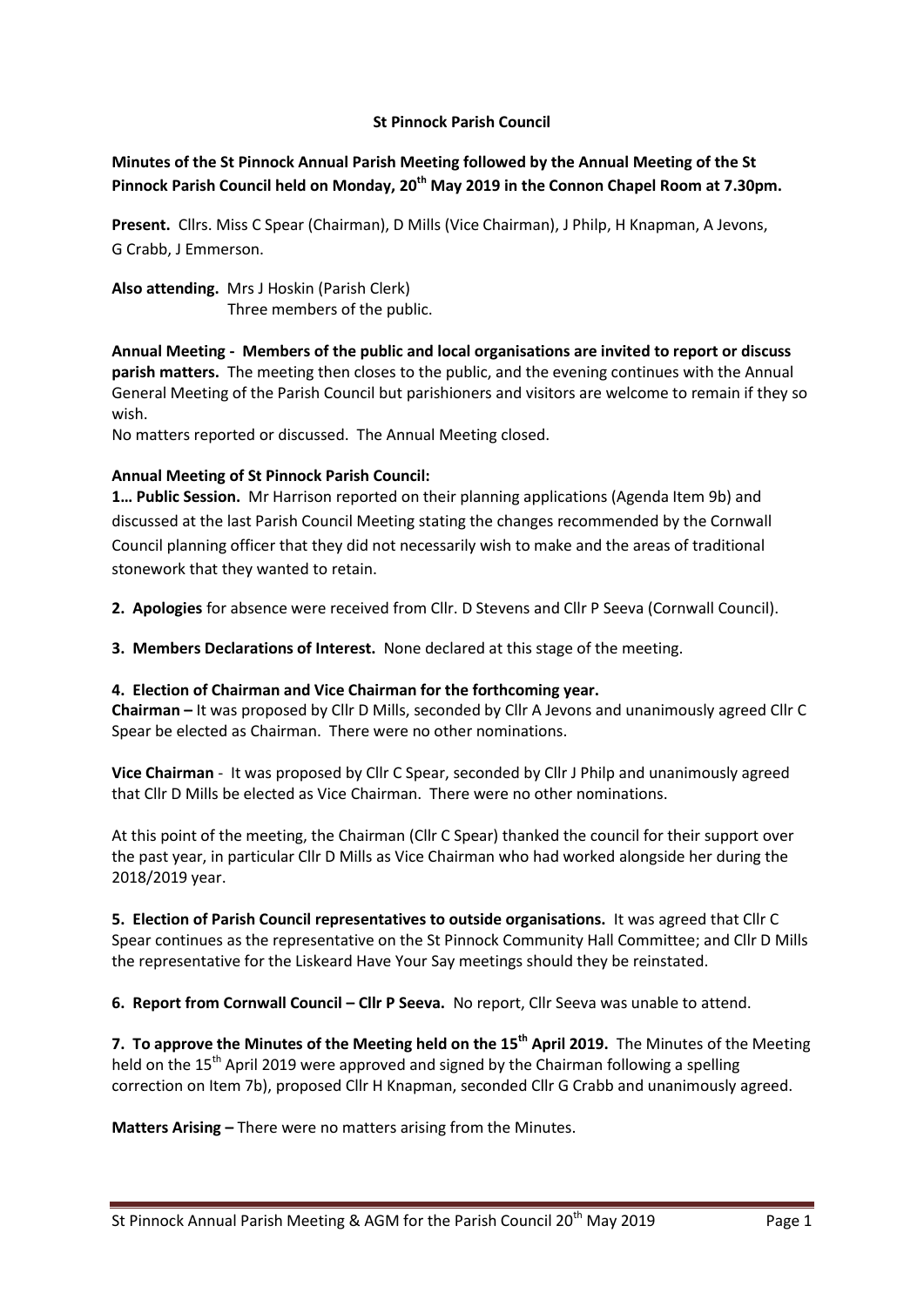**St Pinnock Parish Council**

**Minutes of the St Pinnock Annual Parish Meeting followed by the Annual Meeting of the St Pinnock Parish Council held on Monday, 20th May 2019 in the Connon Chapel Room at 7.30pm.**

**Present.** Cllrs. Miss C Spear (Chairman), D Mills (Vice Chairman), J Philp, H Knapman, A Jevons, G Crabb, J Emmerson.

**Also attending.** Mrs J Hoskin (Parish Clerk)
Three members of the public.

**Annual Meeting - Members of the public and local organisations are invited to report or discuss parish matters.** The meeting then closes to the public, and the evening continues with the Annual General Meeting of the Parish Council but parishioners and visitors are welcome to remain if they so wish.
No matters reported or discussed. The Annual Meeting closed.

**Annual Meeting of St Pinnock Parish Council:**

**1… Public Session.** Mr Harrison reported on their planning applications (Agenda Item 9b) and discussed at the last Parish Council Meeting stating the changes recommended by the Cornwall Council planning officer that they did not necessarily wish to make and the areas of traditional stonework that they wanted to retain.

**2. Apologies** for absence were received from Cllr. D Stevens and Cllr P Seeva (Cornwall Council).

**3. Members Declarations of Interest.** None declared at this stage of the meeting.

**4. Election of Chairman and Vice Chairman for the forthcoming year.**

**Chairman –** It was proposed by Cllr D Mills, seconded by Cllr A Jevons and unanimously agreed Cllr C Spear be elected as Chairman. There were no other nominations.

**Vice Chairman** - It was proposed by Cllr C Spear, seconded by Cllr J Philp and unanimously agreed that Cllr D Mills be elected as Vice Chairman. There were no other nominations.

At this point of the meeting, the Chairman (Cllr C Spear) thanked the council for their support over the past year, in particular Cllr D Mills as Vice Chairman who had worked alongside her during the 2018/2019 year.

**5. Election of Parish Council representatives to outside organisations.** It was agreed that Cllr C Spear continues as the representative on the St Pinnock Community Hall Committee; and Cllr D Mills the representative for the Liskeard Have Your Say meetings should they be reinstated.

**6. Report from Cornwall Council – Cllr P Seeva.** No report, Cllr Seeva was unable to attend.

**7. To approve the Minutes of the Meeting held on the 15th April 2019.** The Minutes of the Meeting held on the 15th April 2019 were approved and signed by the Chairman following a spelling correction on Item 7b), proposed Cllr H Knapman, seconded Cllr G Crabb and unanimously agreed.

**Matters Arising –** There were no matters arising from the Minutes.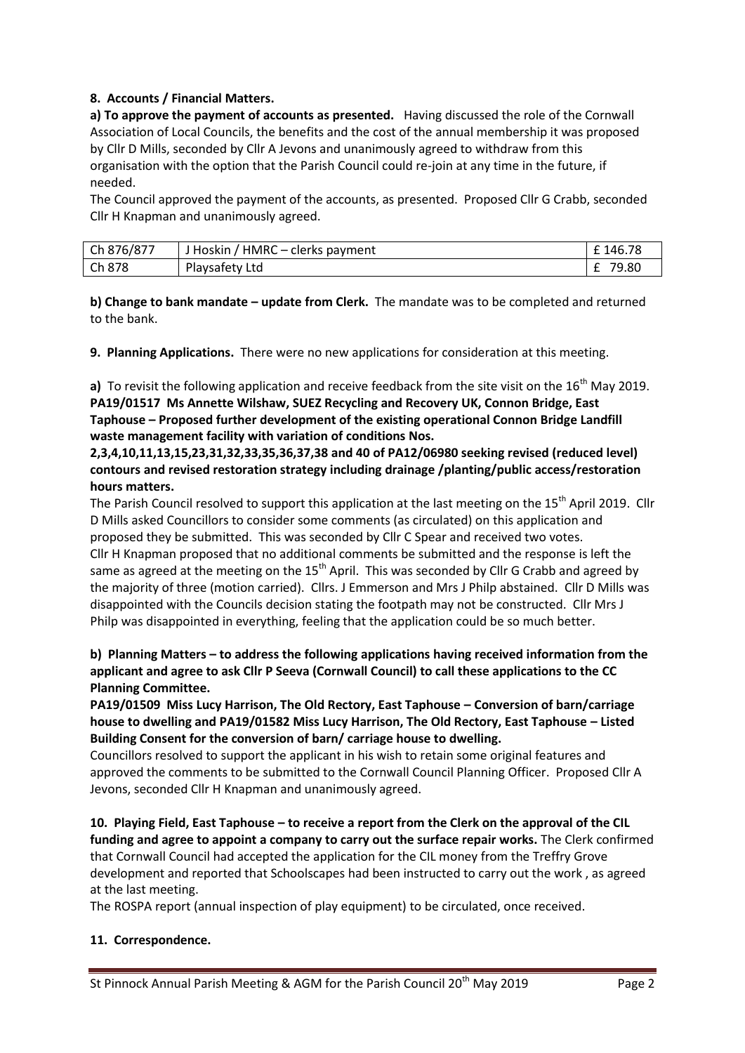**8. Accounts / Financial Matters.**

**a) To approve the payment of accounts as presented.** Having discussed the role of the Cornwall Association of Local Councils, the benefits and the cost of the annual membership it was proposed by Cllr D Mills, seconded by Cllr A Jevons and unanimously agreed to withdraw from this organisation with the option that the Parish Council could re-join at any time in the future, if needed.

The Council approved the payment of the accounts, as presented. Proposed Cllr G Crabb, seconded Cllr H Knapman and unanimously agreed.

| | | |
|---|---|---|
| Ch 876/877 | J Hoskin / HMRC – clerks payment | £ 146.78 |
| Ch 878 | Playsafety Ltd | £ 79.80 |

**b) Change to bank mandate – update from Clerk.** The mandate was to be completed and returned to the bank.

**9. Planning Applications.** There were no new applications for consideration at this meeting.

**a)** To revisit the following application and receive feedback from the site visit on the 16th May 2019.

**PA19/01517 Ms Annette Wilshaw, SUEZ Recycling and Recovery UK, Connon Bridge, East Taphouse – Proposed further development of the existing operational Connon Bridge Landfill waste management facility with variation of conditions Nos. 2,3,4,10,11,13,15,23,31,32,33,35,36,37,38 and 40 of PA12/06980 seeking revised (reduced level) contours and revised restoration strategy including drainage /planting/public access/restoration hours matters.**

The Parish Council resolved to support this application at the last meeting on the 15th April 2019. Cllr D Mills asked Councillors to consider some comments (as circulated) on this application and proposed they be submitted. This was seconded by Cllr C Spear and received two votes.

Cllr H Knapman proposed that no additional comments be submitted and the response is left the same as agreed at the meeting on the 15th April. This was seconded by Cllr G Crabb and agreed by the majority of three (motion carried). Cllrs. J Emmerson and Mrs J Philp abstained. Cllr D Mills was disappointed with the Councils decision stating the footpath may not be constructed. Cllr Mrs J Philp was disappointed in everything, feeling that the application could be so much better.

**b) Planning Matters – to address the following applications having received information from the applicant and agree to ask Cllr P Seeva (Cornwall Council) to call these applications to the CC Planning Committee.**

**PA19/01509 Miss Lucy Harrison, The Old Rectory, East Taphouse – Conversion of barn/carriage house to dwelling and PA19/01582 Miss Lucy Harrison, The Old Rectory, East Taphouse – Listed Building Consent for the conversion of barn/ carriage house to dwelling.**

Councillors resolved to support the applicant in his wish to retain some original features and approved the comments to be submitted to the Cornwall Council Planning Officer. Proposed Cllr A Jevons, seconded Cllr H Knapman and unanimously agreed.

**10. Playing Field, East Taphouse – to receive a report from the Clerk on the approval of the CIL funding and agree to appoint a company to carry out the surface repair works.** The Clerk confirmed that Cornwall Council had accepted the application for the CIL money from the Treffry Grove development and reported that Schoolscapes had been instructed to carry out the work , as agreed at the last meeting.

The ROSPA report (annual inspection of play equipment) to be circulated, once received.

**11. Correspondence.**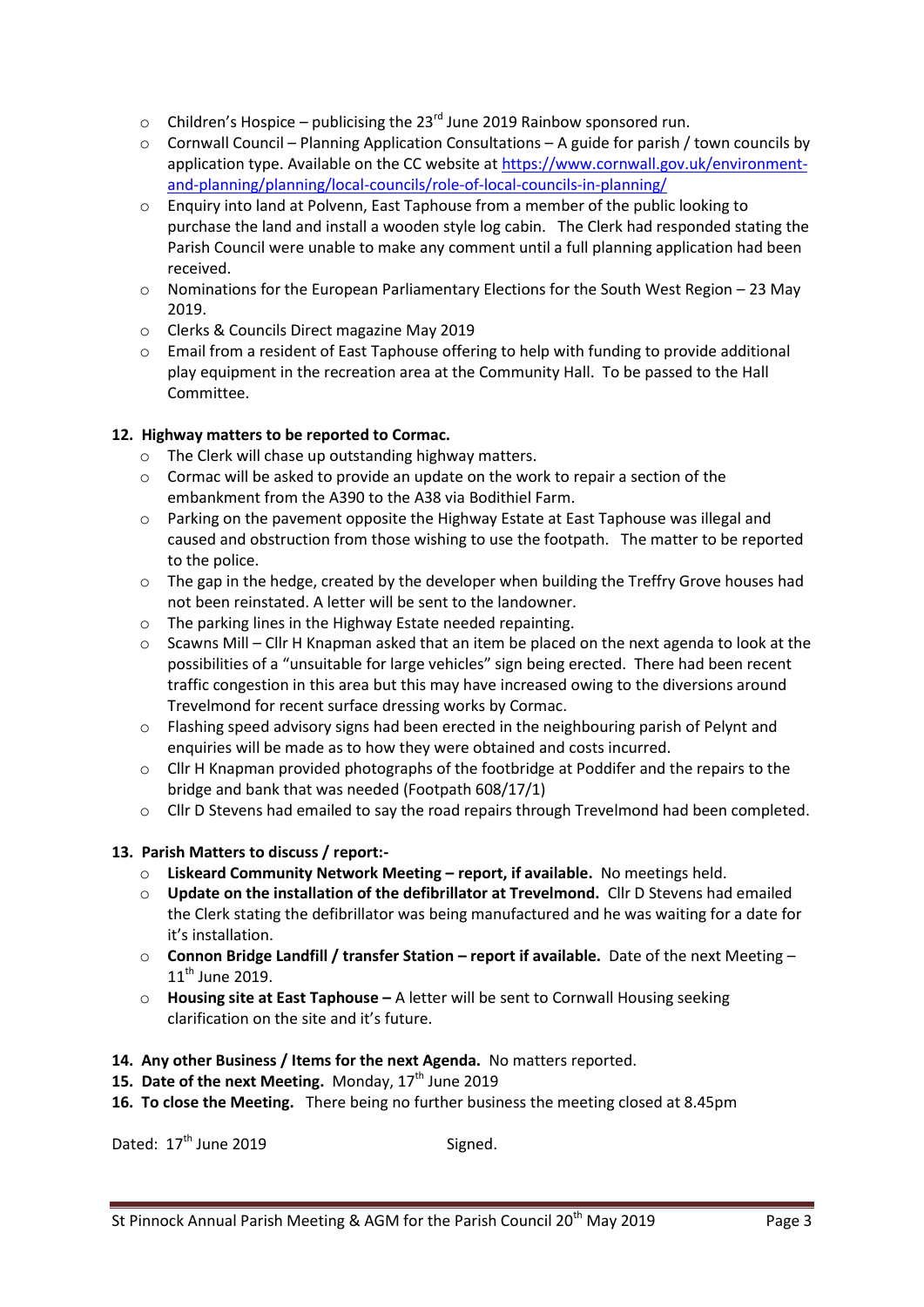- Children's Hospice – publicising the 23rd June 2019 Rainbow sponsored run.
- Cornwall Council – Planning Application Consultations – A guide for parish / town councils by application type. Available on the CC website at [https://www.cornwall.gov.uk/environment-and-planning/planning/local-councils/role-of-local-councils-in-planning/](https://www.cornwall.gov.uk/environment-and-planning/planning/local-councils/role-of-local-councils-in-planning/)
- Enquiry into land at Polvenn, East Taphouse from a member of the public looking to purchase the land and install a wooden style log cabin. The Clerk had responded stating the Parish Council were unable to make any comment until a full planning application had been received.
- Nominations for the European Parliamentary Elections for the South West Region – 23 May 2019.
- Clerks & Councils Direct magazine May 2019
- Email from a resident of East Taphouse offering to help with funding to provide additional play equipment in the recreation area at the Community Hall. To be passed to the Hall Committee.

**12. Highway matters to be reported to Cormac.**

- The Clerk will chase up outstanding highway matters.
- Cormac will be asked to provide an update on the work to repair a section of the embankment from the A390 to the A38 via Bodithiel Farm.
- Parking on the pavement opposite the Highway Estate at East Taphouse was illegal and caused and obstruction from those wishing to use the footpath. The matter to be reported to the police.
- The gap in the hedge, created by the developer when building the Treffry Grove houses had not been reinstated. A letter will be sent to the landowner.
- The parking lines in the Highway Estate needed repainting.
- Scawns Mill – Cllr H Knapman asked that an item be placed on the next agenda to look at the possibilities of a "unsuitable for large vehicles" sign being erected. There had been recent traffic congestion in this area but this may have increased owing to the diversions around Trevelmond for recent surface dressing works by Cormac.
- Flashing speed advisory signs had been erected in the neighbouring parish of Pelynt and enquiries will be made as to how they were obtained and costs incurred.
- Cllr H Knapman provided photographs of the footbridge at Poddifer and the repairs to the bridge and bank that was needed (Footpath 608/17/1)
- Cllr D Stevens had emailed to say the road repairs through Trevelmond had been completed.

**13. Parish Matters to discuss / report:-**

- **Liskeard Community Network Meeting – report, if available.** No meetings held.
- **Update on the installation of the defibrillator at Trevelmond.** Cllr D Stevens had emailed the Clerk stating the defibrillator was being manufactured and he was waiting for a date for it's installation.
- **Connon Bridge Landfill / transfer Station – report if available.** Date of the next Meeting – 11th June 2019.
- **Housing site at East Taphouse –** A letter will be sent to Cornwall Housing seeking clarification on the site and it's future.

**14. Any other Business / Items for the next Agenda.** No matters reported.

**15. Date of the next Meeting.** Monday, 17th June 2019

**16. To close the Meeting.** There being no further business the meeting closed at 8.45pm

Dated: 17th June 2019 Signed.